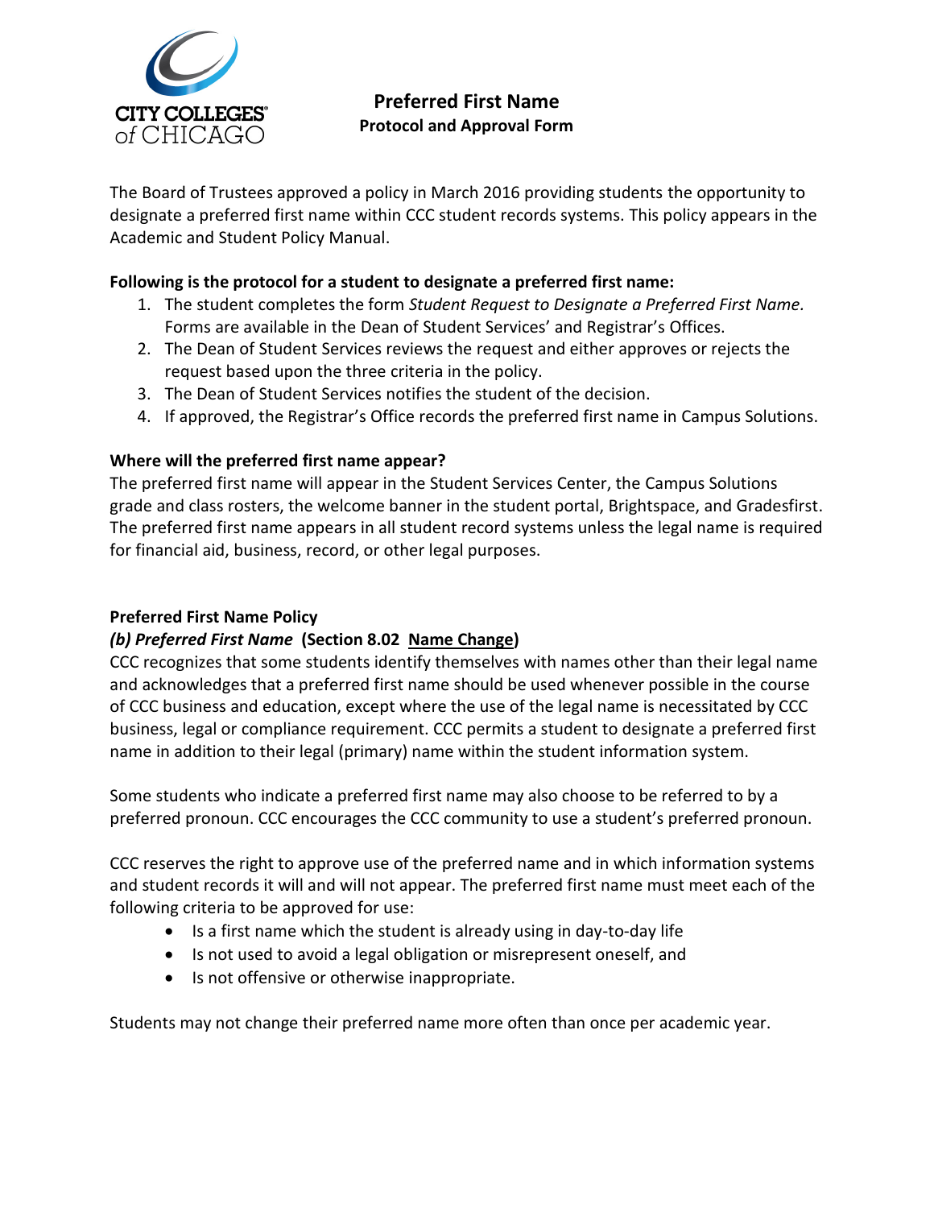CITY COLLEGES of CHICAGO

# Preferred First Name

## Protocol and Approval Form

The Board of Trustees approved a policy in March 2016 providing students the opportunity to designate a preferred first name within CCC student records systems. This policy appears in the Academic and Student Policy Manual.

**Following is the protocol for a student to designate a preferred first name:**

1. The student completes the form *Student Request to Designate a Preferred First Name.* Forms are available in the Dean of Student Services' and Registrar's Offices.
2. The Dean of Student Services reviews the request and either approves or rejects the request based upon the three criteria in the policy.
3. The Dean of Student Services notifies the student of the decision.
4. If approved, the Registrar's Office records the preferred first name in Campus Solutions.

**Where will the preferred first name appear?**

The preferred first name will appear in the Student Services Center, the Campus Solutions grade and class rosters, the welcome banner in the student portal, Brightspace, and Gradesfirst. The preferred first name appears in all student record systems unless the legal name is required for financial aid, business, record, or other legal purposes.

**Preferred First Name Policy**

***(b) Preferred First Name*** **(Section 8.02 <u>Name Change</u>)**

CCC recognizes that some students identify themselves with names other than their legal name and acknowledges that a preferred first name should be used whenever possible in the course of CCC business and education, except where the use of the legal name is necessitated by CCC business, legal or compliance requirement. CCC permits a student to designate a preferred first name in addition to their legal (primary) name within the student information system.

Some students who indicate a preferred first name may also choose to be referred to by a preferred pronoun. CCC encourages the CCC community to use a student's preferred pronoun.

CCC reserves the right to approve use of the preferred name and in which information systems and student records it will and will not appear. The preferred first name must meet each of the following criteria to be approved for use:

- Is a first name which the student is already using in day-to-day life
- Is not used to avoid a legal obligation or misrepresent oneself, and
- Is not offensive or otherwise inappropriate.

Students may not change their preferred name more often than once per academic year.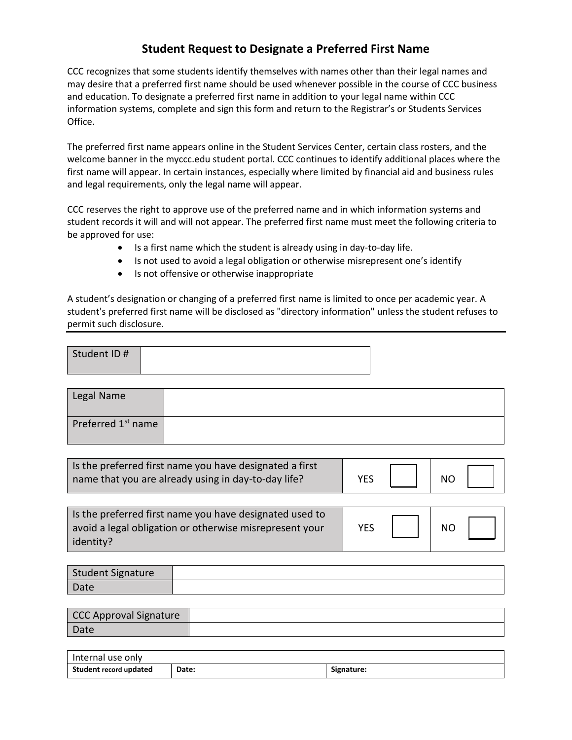# Student Request to Designate a Preferred First Name

CCC recognizes that some students identify themselves with names other than their legal names and may desire that a preferred first name should be used whenever possible in the course of CCC business and education. To designate a preferred first name in addition to your legal name within CCC information systems, complete and sign this form and return to the Registrar's or Students Services Office.

The preferred first name appears online in the Student Services Center, certain class rosters, and the welcome banner in the myccc.edu student portal. CCC continues to identify additional places where the first name will appear. In certain instances, especially where limited by financial aid and business rules and legal requirements, only the legal name will appear.

CCC reserves the right to approve use of the preferred name and in which information systems and student records it will and will not appear. The preferred first name must meet the following criteria to be approved for use:

- Is a first name which the student is already using in day-to-day life.
- Is not used to avoid a legal obligation or otherwise misrepresent one's identify
- Is not offensive or otherwise inappropriate

A student's designation or changing of a preferred first name is limited to once per academic year. A student's preferred first name will be disclosed as "directory information" unless the student refuses to permit such disclosure.

---

| | |
|---|---|
| Student ID # | |

| | |
|---|---|
| Legal Name | |
| Preferred 1st name | |

| | | | | |
|---|---|---|---|---|
| Is the preferred first name you have designated a first name that you are already using in day-to-day life? | YES | ☐ | NO | ☐ |

| | | | | |
|---|---|---|---|---|
| Is the preferred first name you have designated used to avoid a legal obligation or otherwise misrepresent your identity? | YES | ☐ | NO | ☐ |

| | |
|---|---|
| Student Signature | |
| Date | |

| | |
|---|---|
| CCC Approval Signature | |
| Date | |

| | | |
|---|---|---|
| Internal use only | | |
| **Student record updated** | **Date:** | **Signature:** |